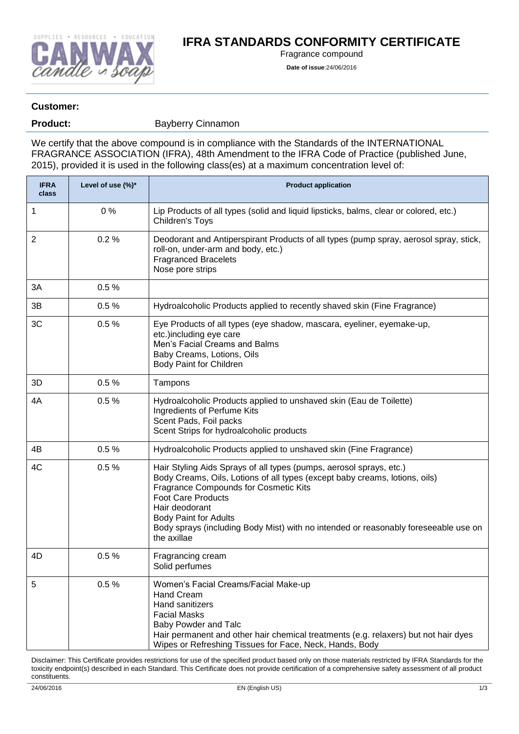# IFRA STANDARDS CONFORMITY CERTIFICATE

Fragrance compound

**Date of issue**:24/06/2016

**Customer:**

**Product:** Bayberry Cinnamon

We certify that the above compound is in compliance with the Standards of the INTERNATIONAL FRAGRANCE ASSOCIATION (IFRA), 48th Amendment to the IFRA Code of Practice (published June, 2015), provided it is used in the following class(es) at a maximum concentration level of:

| IFRA class | Level of use (%)* | Product application |
|---|---|---|
| 1 | 0 % | Lip Products of all types (solid and liquid lipsticks, balms, clear or colored, etc.)<br>Children's Toys |
| 2 | 0.2 % | Deodorant and Antiperspirant Products of all types (pump spray, aerosol spray, stick, roll-on, under-arm and body, etc.)<br>Fragranced Bracelets<br>Nose pore strips |
| 3A | 0.5 % | |
| 3B | 0.5 % | Hydroalcoholic Products applied to recently shaved skin (Fine Fragrance) |
| 3C | 0.5 % | Eye Products of all types (eye shadow, mascara, eyeliner, eyemake-up, etc.)including eye care<br>Men's Facial Creams and Balms<br>Baby Creams, Lotions, Oils<br>Body Paint for Children |
| 3D | 0.5 % | Tampons |
| 4A | 0.5 % | Hydroalcoholic Products applied to unshaved skin (Eau de Toilette)<br>Ingredients of Perfume Kits<br>Scent Pads, Foil packs<br>Scent Strips for hydroalcoholic products |
| 4B | 0.5 % | Hydroalcoholic Products applied to unshaved skin (Fine Fragrance) |
| 4C | 0.5 % | Hair Styling Aids Sprays of all types (pumps, aerosol sprays, etc.)<br>Body Creams, Oils, Lotions of all types (except baby creams, lotions, oils)<br>Fragrance Compounds for Cosmetic Kits<br>Foot Care Products<br>Hair deodorant<br>Body Paint for Adults<br>Body sprays (including Body Mist) with no intended or reasonably foreseeable use on the axillae |
| 4D | 0.5 % | Fragrancing cream<br>Solid perfumes |
| 5 | 0.5 % | Women's Facial Creams/Facial Make-up<br>Hand Cream<br>Hand sanitizers<br>Facial Masks<br>Baby Powder and Talc<br>Hair permanent and other hair chemical treatments (e.g. relaxers) but not hair dyes<br>Wipes or Refreshing Tissues for Face, Neck, Hands, Body |

Disclaimer: This Certificate provides restrictions for use of the specified product based only on those materials restricted by IFRA Standards for the toxicity endpoint(s) described in each Standard. This Certificate does not provide certification of a comprehensive safety assessment of all product constituents.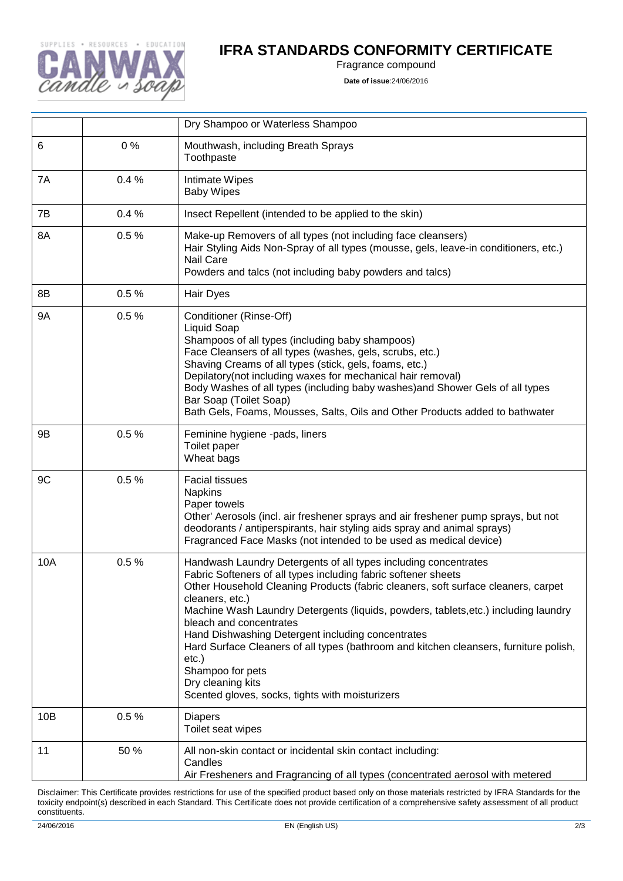# IFRA STANDARDS CONFORMITY CERTIFICATE

Fragrance compound

**Date of issue**:24/06/2016

| | | |
|---|---|---|
| | | Dry Shampoo or Waterless Shampoo |
| 6 | 0 % | Mouthwash, including Breath Sprays<br>Toothpaste |
| 7A | 0.4 % | Intimate Wipes<br>Baby Wipes |
| 7B | 0.4 % | Insect Repellent (intended to be applied to the skin) |
| 8A | 0.5 % | Make-up Removers of all types (not including face cleansers)<br>Hair Styling Aids Non-Spray of all types (mousse, gels, leave-in conditioners, etc.)<br>Nail Care<br>Powders and talcs (not including baby powders and talcs) |
| 8B | 0.5 % | Hair Dyes |
| 9A | 0.5 % | Conditioner (Rinse-Off)<br>Liquid Soap<br>Shampoos of all types (including baby shampoos)<br>Face Cleansers of all types (washes, gels, scrubs, etc.)<br>Shaving Creams of all types (stick, gels, foams, etc.)<br>Depilatory(not including waxes for mechanical hair removal)<br>Body Washes of all types (including baby washes)and Shower Gels of all types<br>Bar Soap (Toilet Soap)<br>Bath Gels, Foams, Mousses, Salts, Oils and Other Products added to bathwater |
| 9B | 0.5 % | Feminine hygiene -pads, liners<br>Toilet paper<br>Wheat bags |
| 9C | 0.5 % | Facial tissues<br>Napkins<br>Paper towels<br>Other' Aerosols (incl. air freshener sprays and air freshener pump sprays, but not deodorants / antiperspirants, hair styling aids spray and animal sprays)<br>Fragranced Face Masks (not intended to be used as medical device) |
| 10A | 0.5 % | Handwash Laundry Detergents of all types including concentrates<br>Fabric Softeners of all types including fabric softener sheets<br>Other Household Cleaning Products (fabric cleaners, soft surface cleaners, carpet cleaners, etc.)<br>Machine Wash Laundry Detergents (liquids, powders, tablets,etc.) including laundry bleach and concentrates<br>Hand Dishwashing Detergent including concentrates<br>Hard Surface Cleaners of all types (bathroom and kitchen cleansers, furniture polish, etc.)<br>Shampoo for pets<br>Dry cleaning kits<br>Scented gloves, socks, tights with moisturizers |
| 10B | 0.5 % | Diapers<br>Toilet seat wipes |
| 11 | 50 % | All non-skin contact or incidental skin contact including:<br>Candles<br>Air Fresheners and Fragrancing of all types (concentrated aerosol with metered |

Disclaimer: This Certificate provides restrictions for use of the specified product based only on those materials restricted by IFRA Standards for the toxicity endpoint(s) described in each Standard. This Certificate does not provide certification of a comprehensive safety assessment of all product constituents.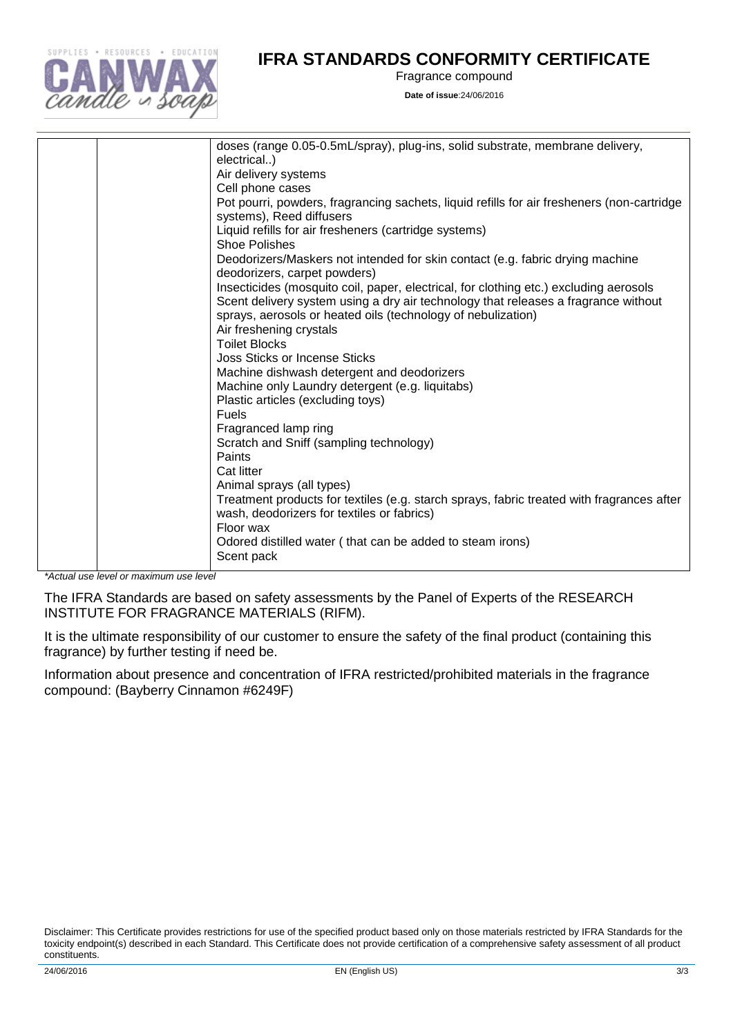# IFRA STANDARDS CONFORMITY CERTIFICATE

Fragrance compound

**Date of issue**:24/06/2016

| | | |
|---|---|---|
| | | doses (range 0.05-0.5mL/spray), plug-ins, solid substrate, membrane delivery, electrical..)<br>Air delivery systems<br>Cell phone cases<br>Pot pourri, powders, fragrancing sachets, liquid refills for air fresheners (non-cartridge systems), Reed diffusers<br>Liquid refills for air fresheners (cartridge systems)<br>Shoe Polishes<br>Deodorizers/Maskers not intended for skin contact (e.g. fabric drying machine deodorizers, carpet powders)<br>Insecticides (mosquito coil, paper, electrical, for clothing etc.) excluding aerosols<br>Scent delivery system using a dry air technology that releases a fragrance without sprays, aerosols or heated oils (technology of nebulization)<br>Air freshening crystals<br>Toilet Blocks<br>Joss Sticks or Incense Sticks<br>Machine dishwash detergent and deodorizers<br>Machine only Laundry detergent (e.g. liquitabs)<br>Plastic articles (excluding toys)<br>Fuels<br>Fragranced lamp ring<br>Scratch and Sniff (sampling technology)<br>Paints<br>Cat litter<br>Animal sprays (all types)<br>Treatment products for textiles (e.g. starch sprays, fabric treated with fragrances after wash, deodorizers for textiles or fabrics)<br>Floor wax<br>Odored distilled water ( that can be added to steam irons)<br>Scent pack |

*\*Actual use level or maximum use level*

The IFRA Standards are based on safety assessments by the Panel of Experts of the RESEARCH INSTITUTE FOR FRAGRANCE MATERIALS (RIFM).

It is the ultimate responsibility of our customer to ensure the safety of the final product (containing this fragrance) by further testing if need be.

Information about presence and concentration of IFRA restricted/prohibited materials in the fragrance compound: (Bayberry Cinnamon #6249F)

Disclaimer: This Certificate provides restrictions for use of the specified product based only on those materials restricted by IFRA Standards for the toxicity endpoint(s) described in each Standard. This Certificate does not provide certification of a comprehensive safety assessment of all product constituents.